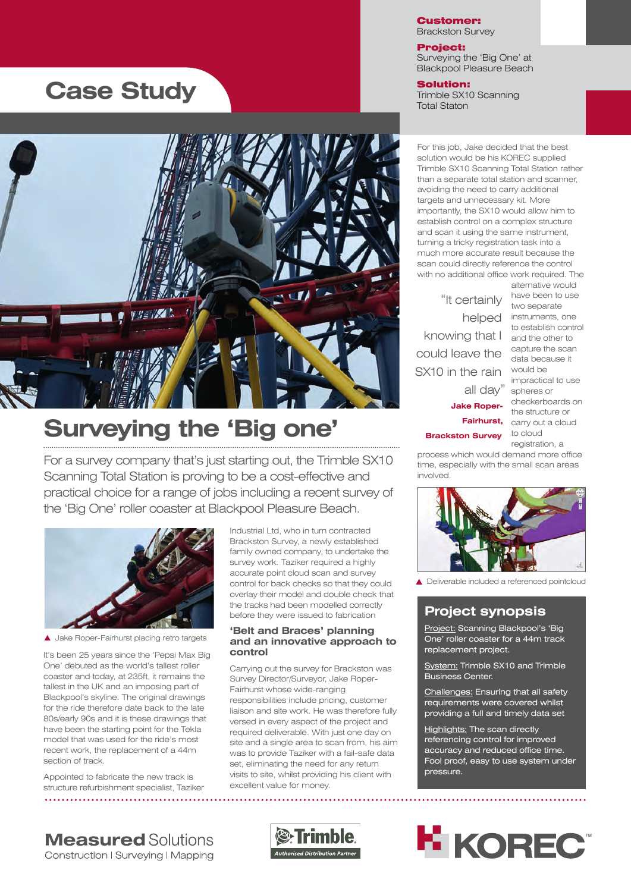# Case Study

**Customer:**
Brackston Survey

**Project:**
Surveying the 'Big One' at Blackpool Pleasure Beach

**Solution:**
Trimble SX10 Scanning Total Staton

## Surveying the 'Big one'

For a survey company that's just starting out, the Trimble SX10 Scanning Total Station is proving to be a cost-effective and practical choice for a range of jobs including a recent survey of the 'Big One' roller coaster at Blackpool Pleasure Beach.

▲ Jake Roper-Fairhurst placing retro targets

It's been 25 years since the 'Pepsi Max Big One' debuted as the world's tallest roller coaster and today, at 235ft, it remains the tallest in the UK and an imposing part of Blackpool's skyline. The original drawings for the ride therefore date back to the late 80s/early 90s and it is these drawings that have been the starting point for the Tekla model that was used for the ride's most recent work, the replacement of a 44m section of track.

Appointed to fabricate the new track is structure refurbishment specialist, Taziker Industrial Ltd, who in turn contracted Brackston Survey, a newly established family owned company, to undertake the survey work. Taziker required a highly accurate point cloud scan and survey control for back checks so that they could overlay their model and double check that the tracks had been modelled correctly before they were issued to fabrication.

### 'Belt and Braces' planning and an innovative approach to control

Carrying out the survey for Brackston was Survey Director/Surveyor, Jake Roper-Fairhurst whose wide-ranging responsibilities include pricing, customer liaison and site work. He was therefore fully versed in every aspect of the project and required deliverable. With just one day on site and a single area to scan from, his aim was to provide Taziker with a fail-safe data set, eliminating the need for any return visits to site, whilst providing his client with excellent value for money.

For this job, Jake decided that the best solution would be his KOREC supplied Trimble SX10 Scanning Total Station rather than a separate total station and scanner, avoiding the need to carry additional targets and unnecessary kit. More importantly, the SX10 would allow him to establish control on a complex structure and scan it using the same instrument, turning a tricky registration task into a much more accurate result because the scan could directly reference the control with no additional office work required. The alternative would have been to use two separate instruments, one to establish control and the other to capture the scan data because it would be impractical to use spheres or checkerboards on the structure or carry out a cloud to cloud registration, a process which would demand more office time, especially with the small scan areas involved.

> "It certainly helped knowing that I could leave the SX10 in the rain all day"
>
> **Jake Roper-Fairhurst, Brackston Survey**

▲ Deliverable included a referenced pointcloud

### Project synopsis

Project: Scanning Blackpool's 'Big One' roller coaster for a 44m track replacement project.

System: Trimble SX10 and Trimble Business Center.

Challenges: Ensuring that all safety requirements were covered whilst providing a full and timely data set

Highlights: The scan directly referencing control for improved accuracy and reduced office time. Fool proof, easy to use system under pressure.

**Measured** Solutions
Construction | Surveying | Mapping

Trimble. Authorised Distribution Partner

KOREC™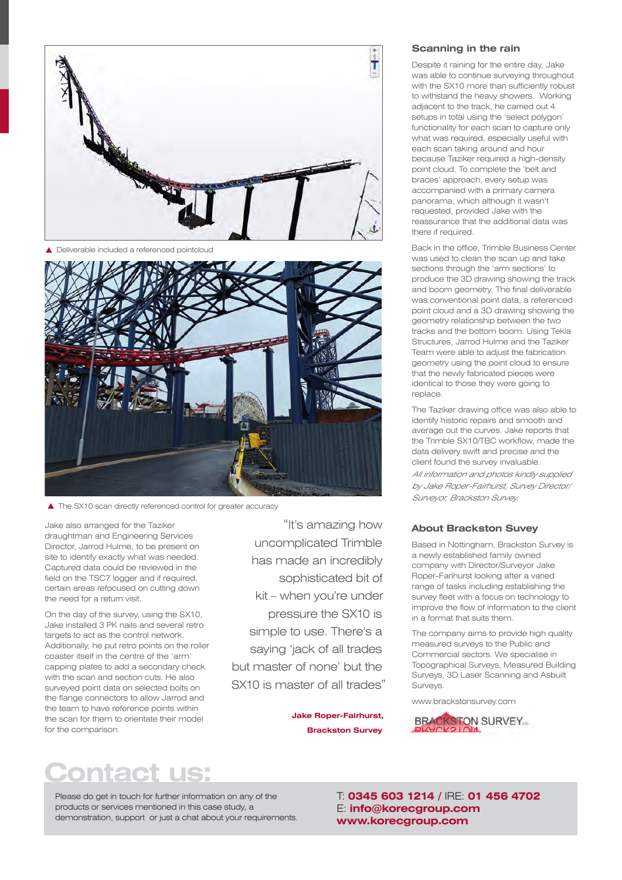▲ Deliverable included a referenced pointcloud

▲ The SX10 scan directly referenced control for greater accuracy

Jake also arranged for the Taziker draughtman and Engineering Services Director, Jarrod Hulme, to be present on site to identify exactly what was needed. Captured data could be reviewed in the field on the TSC7 logger and if required, certain areas refocused on cutting down the need for a return visit.

On the day of the survey, using the SX10, Jake installed 3 PK nails and several retro targets to act as the control network. Additionally, he put retro points on the roller coaster itself in the centre of the 'arm' capping plates to add a secondary check with the scan and section cuts. He also surveyed point data on selected bolts on the flange connectors to allow Jarrod and the team to have reference points within the scan for them to orientate their model for the comparison.

"It's amazing how uncomplicated Trimble has made an incredibly sophisticated bit of kit – when you're under pressure the SX10 is simple to use. There's a saying 'jack of all trades but master of none' but the SX10 is master of all trades"

**Jake Roper-Fairhurst, Brackston Survey**

### Scanning in the rain

Despite it raining for the entire day, Jake was able to continue surveying throughout with the SX10 more than sufficiently robust to withstand the heavy showers. Working adjacent to the track, he carried out 4 setups in total using the 'select polygon' functionality for each scan to capture only what was required, especially useful with each scan taking around and hour because Taziker required a high-density point cloud. To complete the 'belt and braces' approach, every setup was accompanied with a primary camera panorama, which although it wasn't requested, provided Jake with the reassurance that the additional data was there if required.

Back in the office, Trimble Business Center was used to clean the scan up and take sections through the 'arm sections' to produce the 3D drawing showing the track and boom geometry. The final deliverable was conventional point data, a referenced point cloud and a 3D drawing showing the geometry relationship between the two tracks and the bottom boom. Using Tekla Structures, Jarrod Hulme and the Taziker Team were able to adjust the fabrication geometry using the point cloud to ensure that the newly fabricated pieces were identical to those they were going to replace.

The Taziker drawing office was also able to identify historic repairs and smooth and average out the curves. Jake reports that the Trimble SX10/TBC workflow, made the data delivery swift and precise and the client found the survey invaluable.

*All information and photos kindly supplied by Jake Roper-Fairhurst, Survey Director/ Surveyor, Brackston Survey.*

### About Brackston Suvey

Based in Nottingham, Brackston Survey is a newly established family owned company with Director/Surveyor Jake Roper-Farihurst looking after a varied range of tasks including establishing the survey fleet with a focus on technology to improve the flow of information to the client in a format that suits them.

The company aims to provide high quality measured surveys to the Public and Commercial sectors. We specialise in Topographical Surveys, Measured Building Surveys, 3D Laser Scanning and Asbuilt Surveys.

www.brackstonsurvey.com

## Contact us:

Please do get in touch for further information on any of the products or services mentioned in this case study, a demonstration, support or just a chat about your requirements.

T: **0345 603 1214** / IRE: **01 456 4702**
E: **info@korecgroup.com**
**www.korecgroup.com**